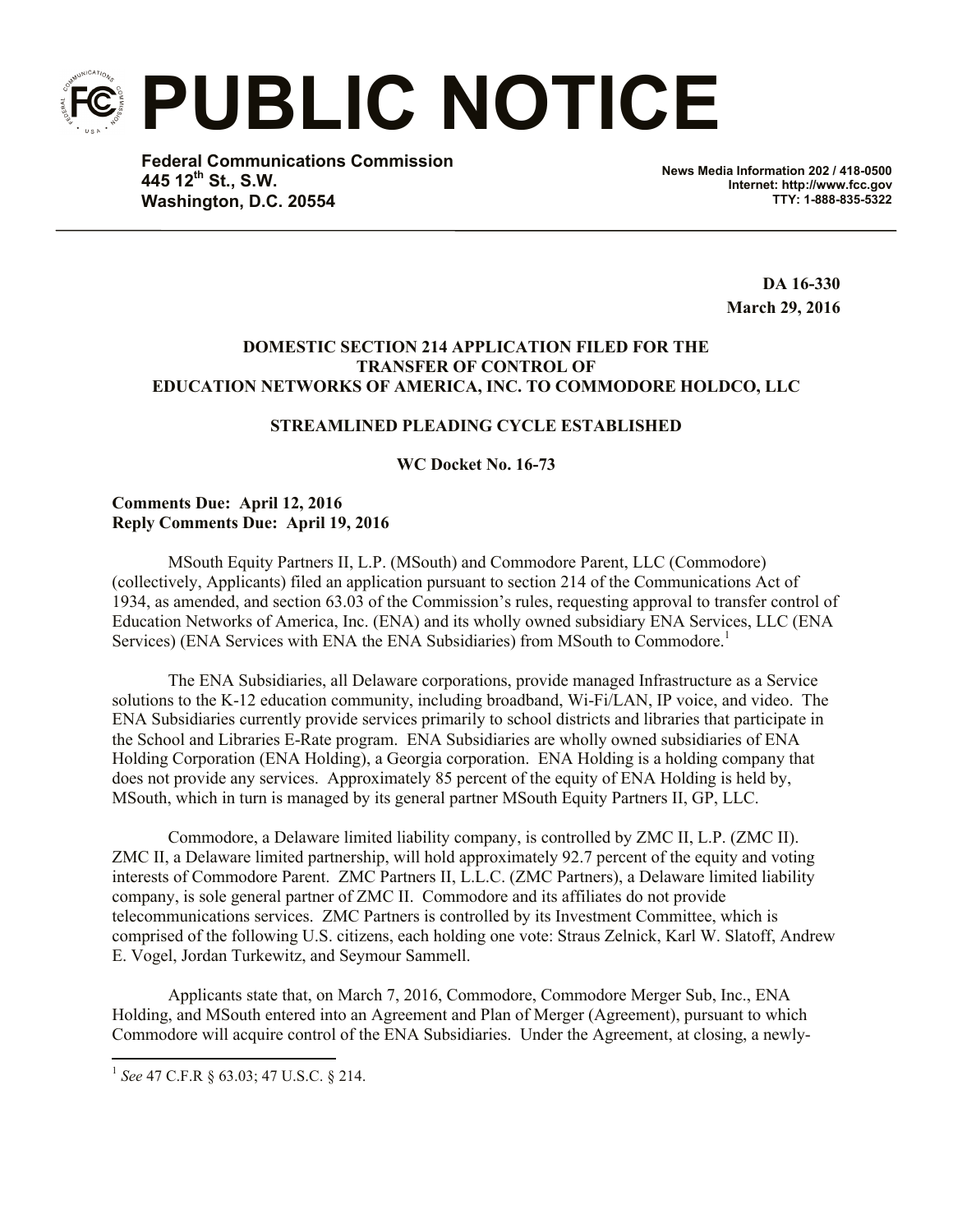# PUBLIC NOTICE

**Federal Communications Commission**
**445 12th St., S.W.**
**Washington, D.C. 20554**

**News Media Information 202 / 418-0500**
**Internet: http://www.fcc.gov**
**TTY: 1-888-835-5322**

**DA 16-330**
**March 29, 2016**

**DOMESTIC SECTION 214 APPLICATION FILED FOR THE TRANSFER OF CONTROL OF EDUCATION NETWORKS OF AMERICA, INC. TO COMMODORE HOLDCO, LLC**

**STREAMLINED PLEADING CYCLE ESTABLISHED**

**WC Docket No. 16-73**

**Comments Due: April 12, 2016**
**Reply Comments Due: April 19, 2016**

MSouth Equity Partners II, L.P. (MSouth) and Commodore Parent, LLC (Commodore) (collectively, Applicants) filed an application pursuant to section 214 of the Communications Act of 1934, as amended, and section 63.03 of the Commission's rules, requesting approval to transfer control of Education Networks of America, Inc. (ENA) and its wholly owned subsidiary ENA Services, LLC (ENA Services) (ENA Services with ENA the ENA Subsidiaries) from MSouth to Commodore.[1]

The ENA Subsidiaries, all Delaware corporations, provide managed Infrastructure as a Service solutions to the K-12 education community, including broadband, Wi-Fi/LAN, IP voice, and video. The ENA Subsidiaries currently provide services primarily to school districts and libraries that participate in the School and Libraries E-Rate program. ENA Subsidiaries are wholly owned subsidiaries of ENA Holding Corporation (ENA Holding), a Georgia corporation. ENA Holding is a holding company that does not provide any services. Approximately 85 percent of the equity of ENA Holding is held by, MSouth, which in turn is managed by its general partner MSouth Equity Partners II, GP, LLC.

Commodore, a Delaware limited liability company, is controlled by ZMC II, L.P. (ZMC II). ZMC II, a Delaware limited partnership, will hold approximately 92.7 percent of the equity and voting interests of Commodore Parent. ZMC Partners II, L.L.C. (ZMC Partners), a Delaware limited liability company, is sole general partner of ZMC II. Commodore and its affiliates do not provide telecommunications services. ZMC Partners is controlled by its Investment Committee, which is comprised of the following U.S. citizens, each holding one vote: Straus Zelnick, Karl W. Slatoff, Andrew E. Vogel, Jordan Turkewitz, and Seymour Sammell.

Applicants state that, on March 7, 2016, Commodore, Commodore Merger Sub, Inc., ENA Holding, and MSouth entered into an Agreement and Plan of Merger (Agreement), pursuant to which Commodore will acquire control of the ENA Subsidiaries. Under the Agreement, at closing, a newly-

[1] *See* 47 C.F.R § 63.03; 47 U.S.C. § 214.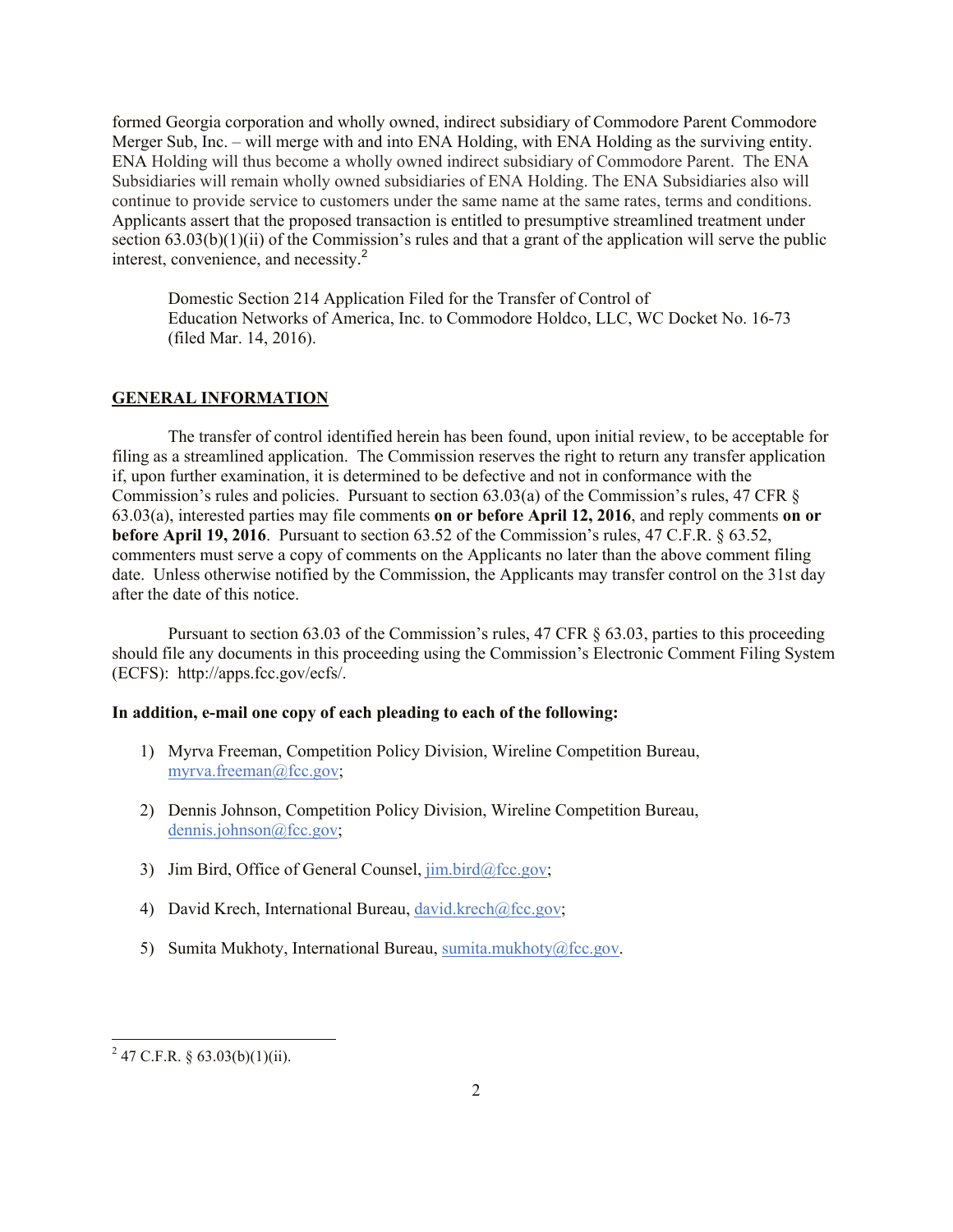formed Georgia corporation and wholly owned, indirect subsidiary of Commodore Parent Commodore Merger Sub, Inc. – will merge with and into ENA Holding, with ENA Holding as the surviving entity. ENA Holding will thus become a wholly owned indirect subsidiary of Commodore Parent. The ENA Subsidiaries will remain wholly owned subsidiaries of ENA Holding. The ENA Subsidiaries also will continue to provide service to customers under the same name at the same rates, terms and conditions. Applicants assert that the proposed transaction is entitled to presumptive streamlined treatment under section 63.03(b)(1)(ii) of the Commission's rules and that a grant of the application will serve the public interest, convenience, and necessity.[2]

Domestic Section 214 Application Filed for the Transfer of Control of Education Networks of America, Inc. to Commodore Holdco, LLC, WC Docket No. 16-73 (filed Mar. 14, 2016).

## GENERAL INFORMATION

The transfer of control identified herein has been found, upon initial review, to be acceptable for filing as a streamlined application. The Commission reserves the right to return any transfer application if, upon further examination, it is determined to be defective and not in conformance with the Commission's rules and policies. Pursuant to section 63.03(a) of the Commission's rules, 47 CFR § 63.03(a), interested parties may file comments **on or before April 12, 2016**, and reply comments **on or before April 19, 2016**. Pursuant to section 63.52 of the Commission's rules, 47 C.F.R. § 63.52, commenters must serve a copy of comments on the Applicants no later than the above comment filing date. Unless otherwise notified by the Commission, the Applicants may transfer control on the 31st day after the date of this notice.

Pursuant to section 63.03 of the Commission's rules, 47 CFR § 63.03, parties to this proceeding should file any documents in this proceeding using the Commission's Electronic Comment Filing System (ECFS): http://apps.fcc.gov/ecfs/.

**In addition, e-mail one copy of each pleading to each of the following:**

1) Myrva Freeman, Competition Policy Division, Wireline Competition Bureau, myrva.freeman@fcc.gov;
2) Dennis Johnson, Competition Policy Division, Wireline Competition Bureau, dennis.johnson@fcc.gov;
3) Jim Bird, Office of General Counsel, jim.bird@fcc.gov;
4) David Krech, International Bureau, david.krech@fcc.gov;
5) Sumita Mukhoty, International Bureau, sumita.mukhoty@fcc.gov.

[2] 47 C.F.R. § 63.03(b)(1)(ii).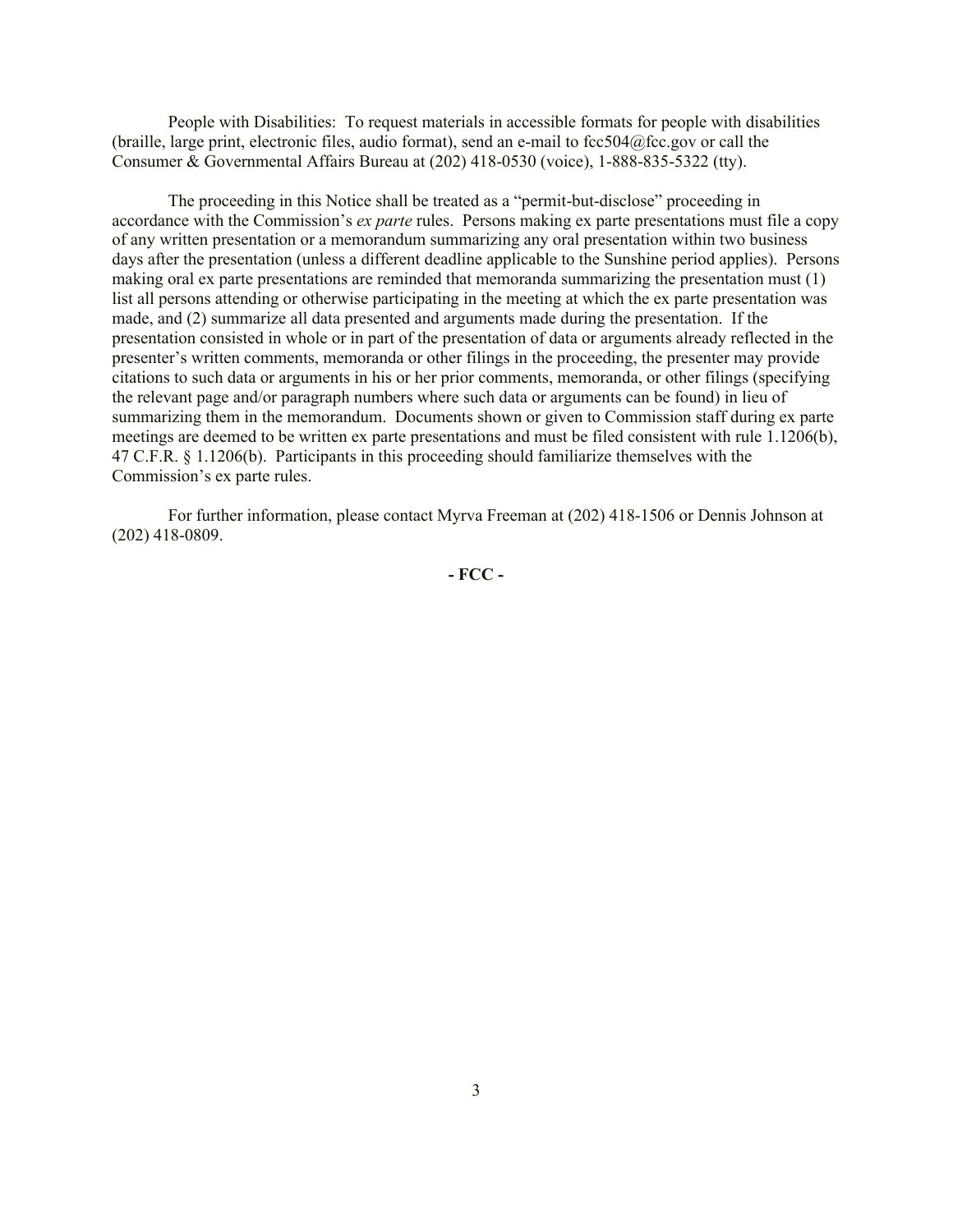People with Disabilities: To request materials in accessible formats for people with disabilities (braille, large print, electronic files, audio format), send an e-mail to fcc504@fcc.gov or call the Consumer & Governmental Affairs Bureau at (202) 418-0530 (voice), 1-888-835-5322 (tty).

The proceeding in this Notice shall be treated as a "permit-but-disclose" proceeding in accordance with the Commission's *ex parte* rules. Persons making ex parte presentations must file a copy of any written presentation or a memorandum summarizing any oral presentation within two business days after the presentation (unless a different deadline applicable to the Sunshine period applies). Persons making oral ex parte presentations are reminded that memoranda summarizing the presentation must (1) list all persons attending or otherwise participating in the meeting at which the ex parte presentation was made, and (2) summarize all data presented and arguments made during the presentation. If the presentation consisted in whole or in part of the presentation of data or arguments already reflected in the presenter's written comments, memoranda or other filings in the proceeding, the presenter may provide citations to such data or arguments in his or her prior comments, memoranda, or other filings (specifying the relevant page and/or paragraph numbers where such data or arguments can be found) in lieu of summarizing them in the memorandum. Documents shown or given to Commission staff during ex parte meetings are deemed to be written ex parte presentations and must be filed consistent with rule 1.1206(b), 47 C.F.R. § 1.1206(b). Participants in this proceeding should familiarize themselves with the Commission's ex parte rules.

For further information, please contact Myrva Freeman at (202) 418-1506 or Dennis Johnson at (202) 418-0809.

**- FCC -**